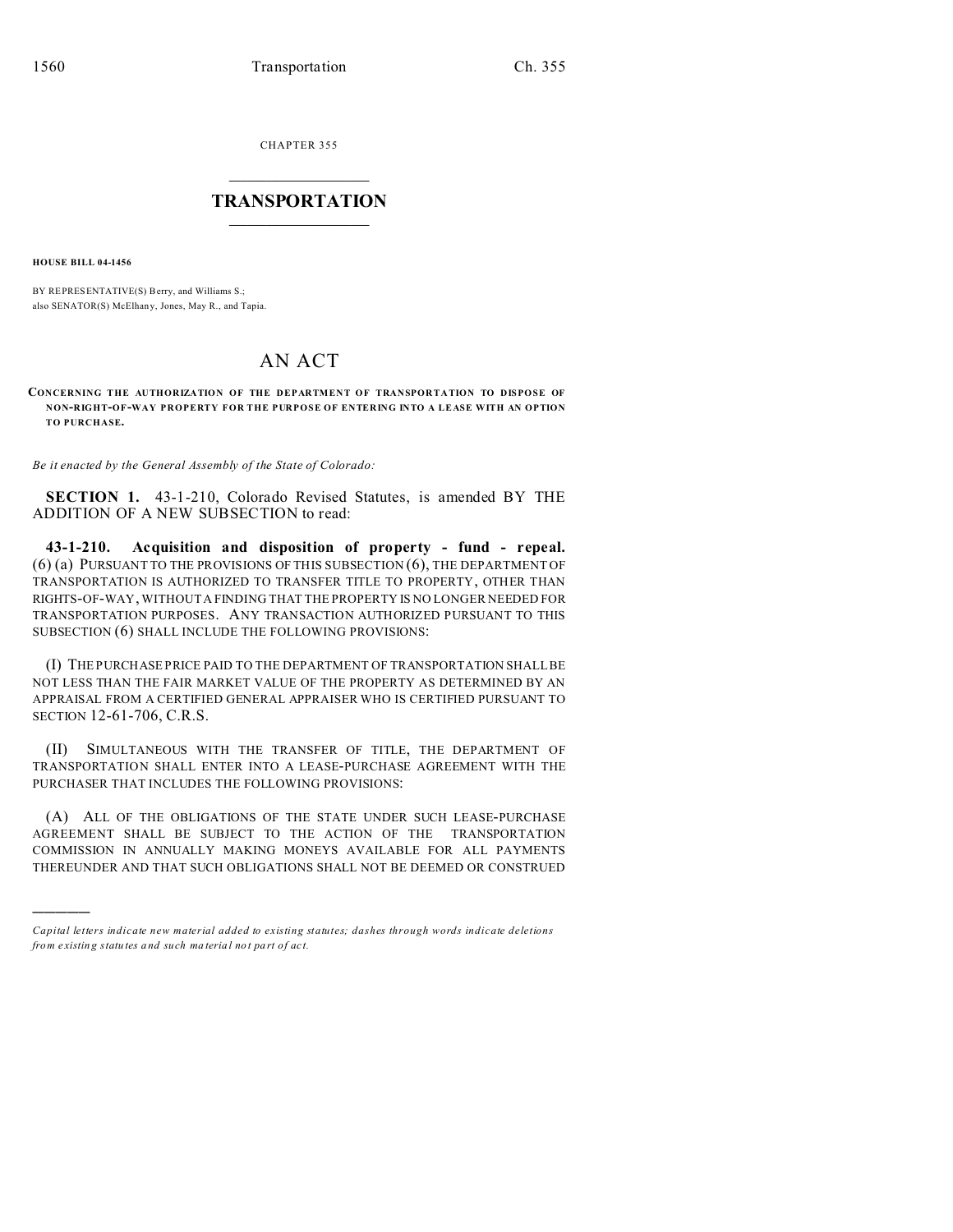CHAPTER 355

# TRANSPORTATION

**HOUSE BILL 04-1456**

BY REPRESENTATIVE(S) Berry, and Williams S.;
also SENATOR(S) McElhany, Jones, May R., and Tapia.

# AN ACT

**CONCERNING THE AUTHORIZATION OF THE DEPARTMENT OF TRANSPORTATION TO DISPOSE OF NON-RIGHT-OF-WAY PROPERTY FOR THE PURPOSE OF ENTERING INTO A LEASE WITH AN OPTION TO PURCHASE.**

*Be it enacted by the General Assembly of the State of Colorado:*

**SECTION 1.** 43-1-210, Colorado Revised Statutes, is amended BY THE ADDITION OF A NEW SUBSECTION to read:

**43-1-210. Acquisition and disposition of property - fund - repeal.** (6) (a) PURSUANT TO THE PROVISIONS OF THIS SUBSECTION (6), THE DEPARTMENT OF TRANSPORTATION IS AUTHORIZED TO TRANSFER TITLE TO PROPERTY, OTHER THAN RIGHTS-OF-WAY, WITHOUT A FINDING THAT THE PROPERTY IS NO LONGER NEEDED FOR TRANSPORTATION PURPOSES. ANY TRANSACTION AUTHORIZED PURSUANT TO THIS SUBSECTION (6) SHALL INCLUDE THE FOLLOWING PROVISIONS:

(I) THE PURCHASE PRICE PAID TO THE DEPARTMENT OF TRANSPORTATION SHALL BE NOT LESS THAN THE FAIR MARKET VALUE OF THE PROPERTY AS DETERMINED BY AN APPRAISAL FROM A CERTIFIED GENERAL APPRAISER WHO IS CERTIFIED PURSUANT TO SECTION 12-61-706, C.R.S.

(II) SIMULTANEOUS WITH THE TRANSFER OF TITLE, THE DEPARTMENT OF TRANSPORTATION SHALL ENTER INTO A LEASE-PURCHASE AGREEMENT WITH THE PURCHASER THAT INCLUDES THE FOLLOWING PROVISIONS:

(A) ALL OF THE OBLIGATIONS OF THE STATE UNDER SUCH LEASE-PURCHASE AGREEMENT SHALL BE SUBJECT TO THE ACTION OF THE TRANSPORTATION COMMISSION IN ANNUALLY MAKING MONEYS AVAILABLE FOR ALL PAYMENTS THEREUNDER AND THAT SUCH OBLIGATIONS SHALL NOT BE DEEMED OR CONSTRUED

---

*Capital letters indicate new material added to existing statutes; dashes through words indicate deletions from existing statutes and such material not part of act.*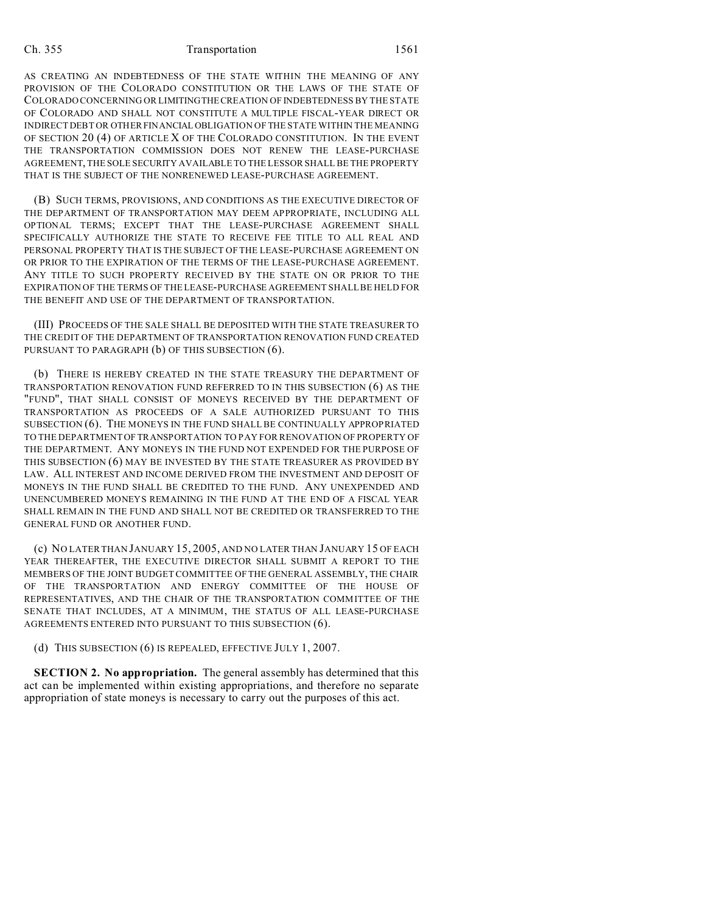AS CREATING AN INDEBTEDNESS OF THE STATE WITHIN THE MEANING OF ANY PROVISION OF THE COLORADO CONSTITUTION OR THE LAWS OF THE STATE OF COLORADO CONCERNING OR LIMITING THE CREATION OF INDEBTEDNESS BY THE STATE OF COLORADO AND SHALL NOT CONSTITUTE A MULTIPLE FISCAL-YEAR DIRECT OR INDIRECT DEBT OR OTHER FINANCIAL OBLIGATION OF THE STATE WITHIN THE MEANING OF SECTION 20 (4) OF ARTICLE X OF THE COLORADO CONSTITUTION. IN THE EVENT THE TRANSPORTATION COMMISSION DOES NOT RENEW THE LEASE-PURCHASE AGREEMENT, THE SOLE SECURITY AVAILABLE TO THE LESSOR SHALL BE THE PROPERTY THAT IS THE SUBJECT OF THE NONRENEWED LEASE-PURCHASE AGREEMENT.

(B) SUCH TERMS, PROVISIONS, AND CONDITIONS AS THE EXECUTIVE DIRECTOR OF THE DEPARTMENT OF TRANSPORTATION MAY DEEM APPROPRIATE, INCLUDING ALL OPTIONAL TERMS; EXCEPT THAT THE LEASE-PURCHASE AGREEMENT SHALL SPECIFICALLY AUTHORIZE THE STATE TO RECEIVE FEE TITLE TO ALL REAL AND PERSONAL PROPERTY THAT IS THE SUBJECT OF THE LEASE-PURCHASE AGREEMENT ON OR PRIOR TO THE EXPIRATION OF THE TERMS OF THE LEASE-PURCHASE AGREEMENT. ANY TITLE TO SUCH PROPERTY RECEIVED BY THE STATE ON OR PRIOR TO THE EXPIRATION OF THE TERMS OF THE LEASE-PURCHASE AGREEMENT SHALL BE HELD FOR THE BENEFIT AND USE OF THE DEPARTMENT OF TRANSPORTATION.

(III) PROCEEDS OF THE SALE SHALL BE DEPOSITED WITH THE STATE TREASURER TO THE CREDIT OF THE DEPARTMENT OF TRANSPORTATION RENOVATION FUND CREATED PURSUANT TO PARAGRAPH (b) OF THIS SUBSECTION (6).

(b) THERE IS HEREBY CREATED IN THE STATE TREASURY THE DEPARTMENT OF TRANSPORTATION RENOVATION FUND REFERRED TO IN THIS SUBSECTION (6) AS THE "FUND", THAT SHALL CONSIST OF MONEYS RECEIVED BY THE DEPARTMENT OF TRANSPORTATION AS PROCEEDS OF A SALE AUTHORIZED PURSUANT TO THIS SUBSECTION (6). THE MONEYS IN THE FUND SHALL BE CONTINUALLY APPROPRIATED TO THE DEPARTMENT OF TRANSPORTATION TO PAY FOR RENOVATION OF PROPERTY OF THE DEPARTMENT. ANY MONEYS IN THE FUND NOT EXPENDED FOR THE PURPOSE OF THIS SUBSECTION (6) MAY BE INVESTED BY THE STATE TREASURER AS PROVIDED BY LAW. ALL INTEREST AND INCOME DERIVED FROM THE INVESTMENT AND DEPOSIT OF MONEYS IN THE FUND SHALL BE CREDITED TO THE FUND. ANY UNEXPENDED AND UNENCUMBERED MONEYS REMAINING IN THE FUND AT THE END OF A FISCAL YEAR SHALL REMAIN IN THE FUND AND SHALL NOT BE CREDITED OR TRANSFERRED TO THE GENERAL FUND OR ANOTHER FUND.

(c) NO LATER THAN JANUARY 15, 2005, AND NO LATER THAN JANUARY 15 OF EACH YEAR THEREAFTER, THE EXECUTIVE DIRECTOR SHALL SUBMIT A REPORT TO THE MEMBERS OF THE JOINT BUDGET COMMITTEE OF THE GENERAL ASSEMBLY, THE CHAIR OF THE TRANSPORTATION AND ENERGY COMMITTEE OF THE HOUSE OF REPRESENTATIVES, AND THE CHAIR OF THE TRANSPORTATION COMMITTEE OF THE SENATE THAT INCLUDES, AT A MINIMUM, THE STATUS OF ALL LEASE-PURCHASE AGREEMENTS ENTERED INTO PURSUANT TO THIS SUBSECTION (6).

(d) THIS SUBSECTION (6) IS REPEALED, EFFECTIVE JULY 1, 2007.

**SECTION 2. No appropriation.** The general assembly has determined that this act can be implemented within existing appropriations, and therefore no separate appropriation of state moneys is necessary to carry out the purposes of this act.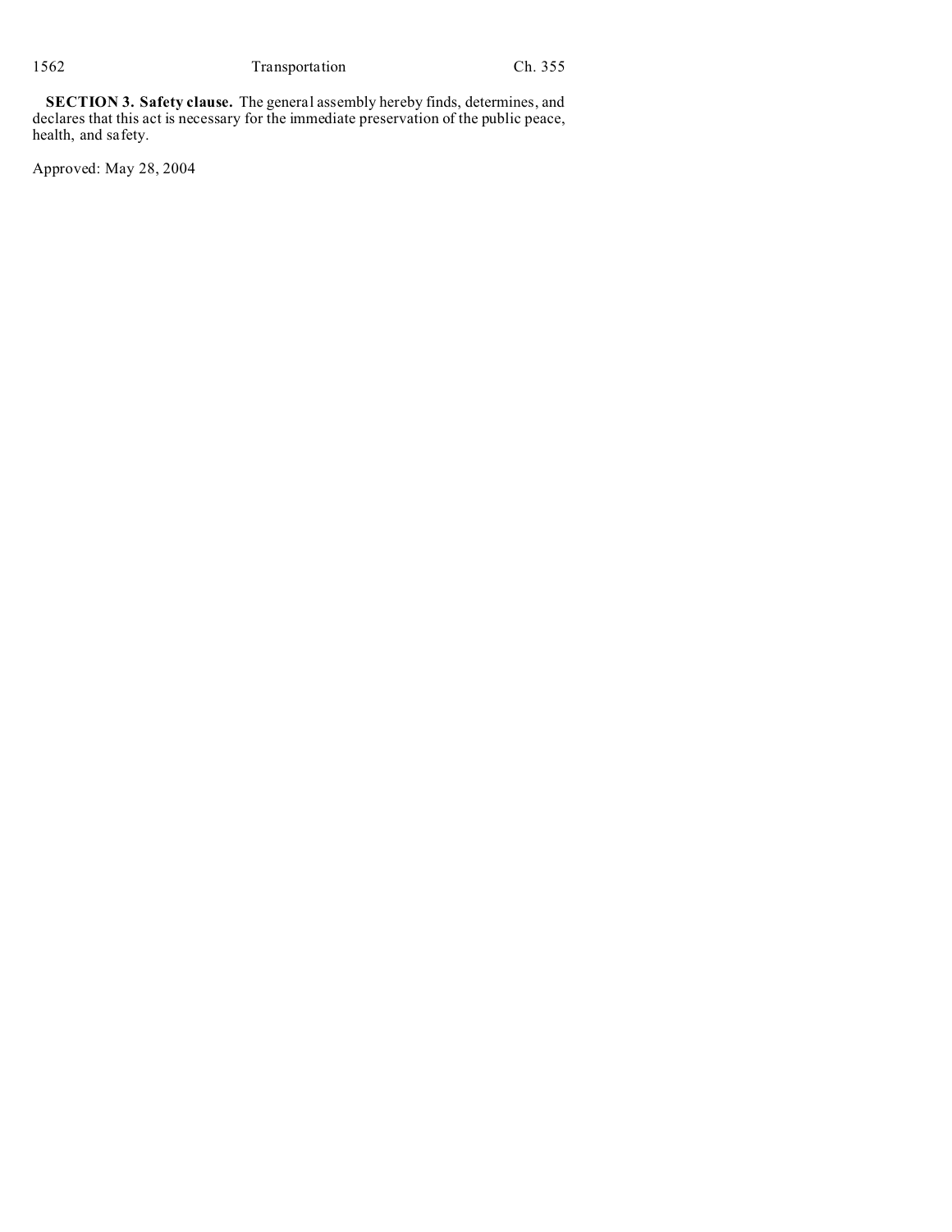**SECTION 3. Safety clause.** The general assembly hereby finds, determines, and declares that this act is necessary for the immediate preservation of the public peace, health, and safety.

Approved: May 28, 2004